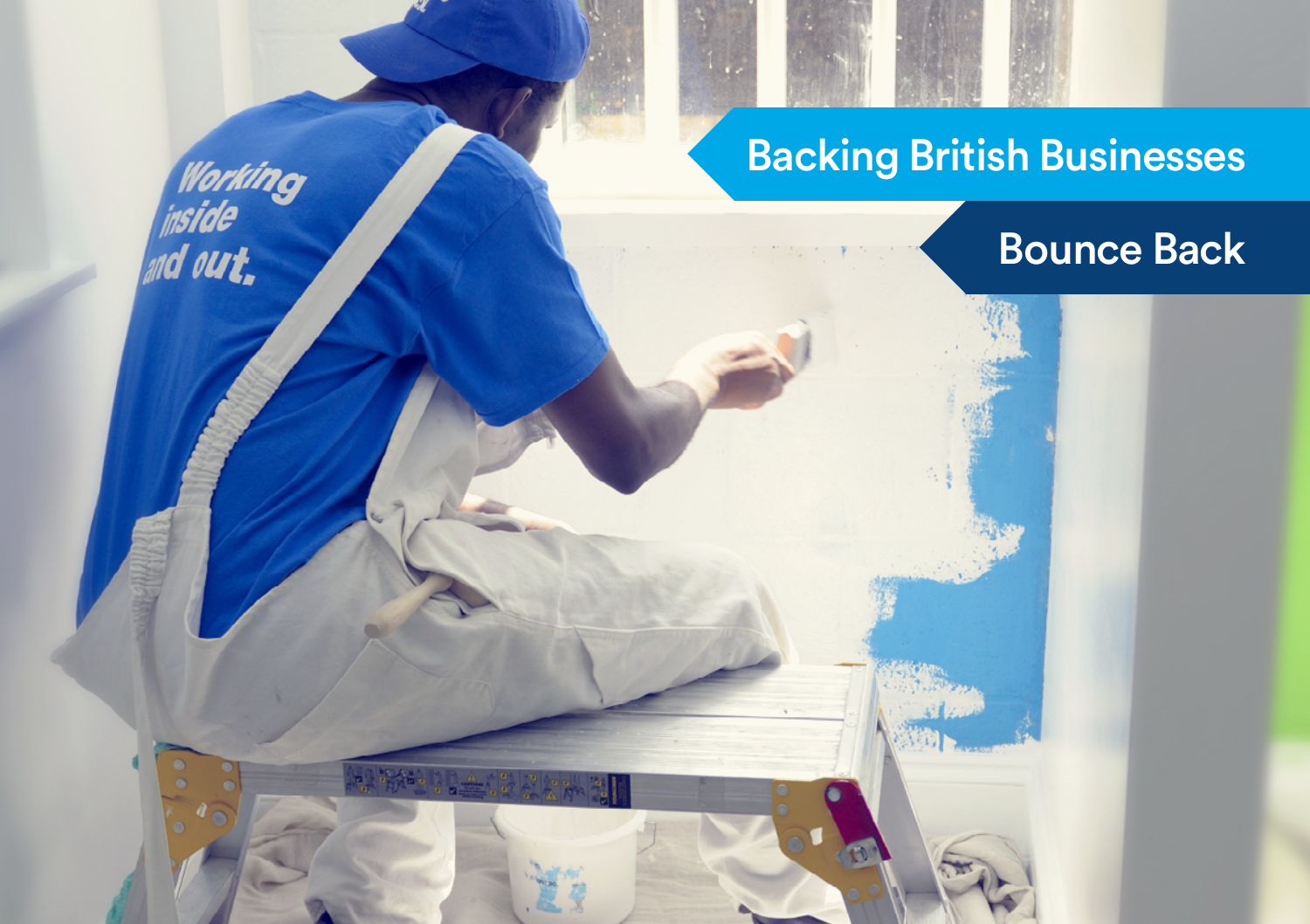# Backing British Businesses

## Bounce Back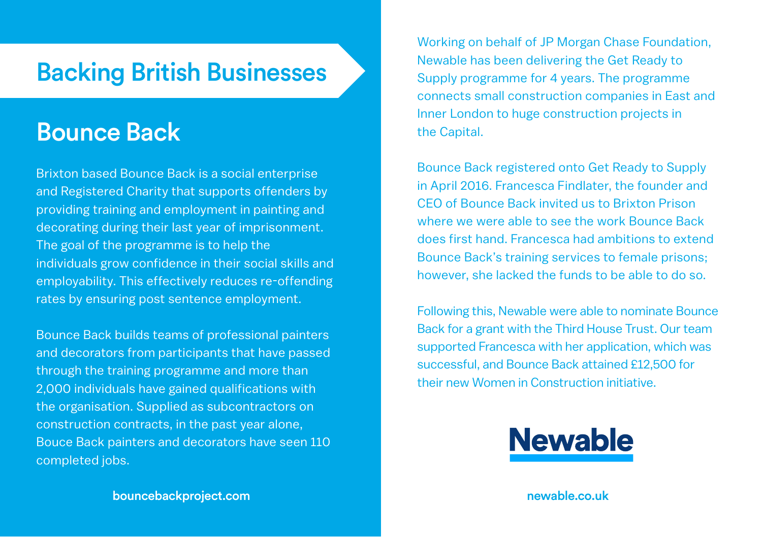# Backing British Businesses

## Bounce Back

Brixton based Bounce Back is a social enterprise and Registered Charity that supports offenders by providing training and employment in painting and decorating during their last year of imprisonment. The goal of the programme is to help the individuals grow confidence in their social skills and employability. This effectively reduces re-offending rates by ensuring post sentence employment.

Bounce Back builds teams of professional painters and decorators from participants that have passed through the training programme and more than 2,000 individuals have gained qualifications with the organisation. Supplied as subcontractors on construction contracts, in the past year alone, Bouce Back painters and decorators have seen 110 completed jobs.

**bouncebackproject.com**

Working on behalf of JP Morgan Chase Foundation, Newable has been delivering the Get Ready to Supply programme for 4 years. The programme connects small construction companies in East and Inner London to huge construction projects in the Capital.

Bounce Back registered onto Get Ready to Supply in April 2016. Francesca Findlater, the founder and CEO of Bounce Back invited us to Brixton Prison where we were able to see the work Bounce Back does first hand. Francesca had ambitions to extend Bounce Back's training services to female prisons; however, she lacked the funds to be able to do so.

Following this, Newable were able to nominate Bounce Back for a grant with the Third House Trust. Our team supported Francesca with her application, which was successful, and Bounce Back attained £12,500 for their new Women in Construction initiative.

**Newable**

**newable.co.uk**